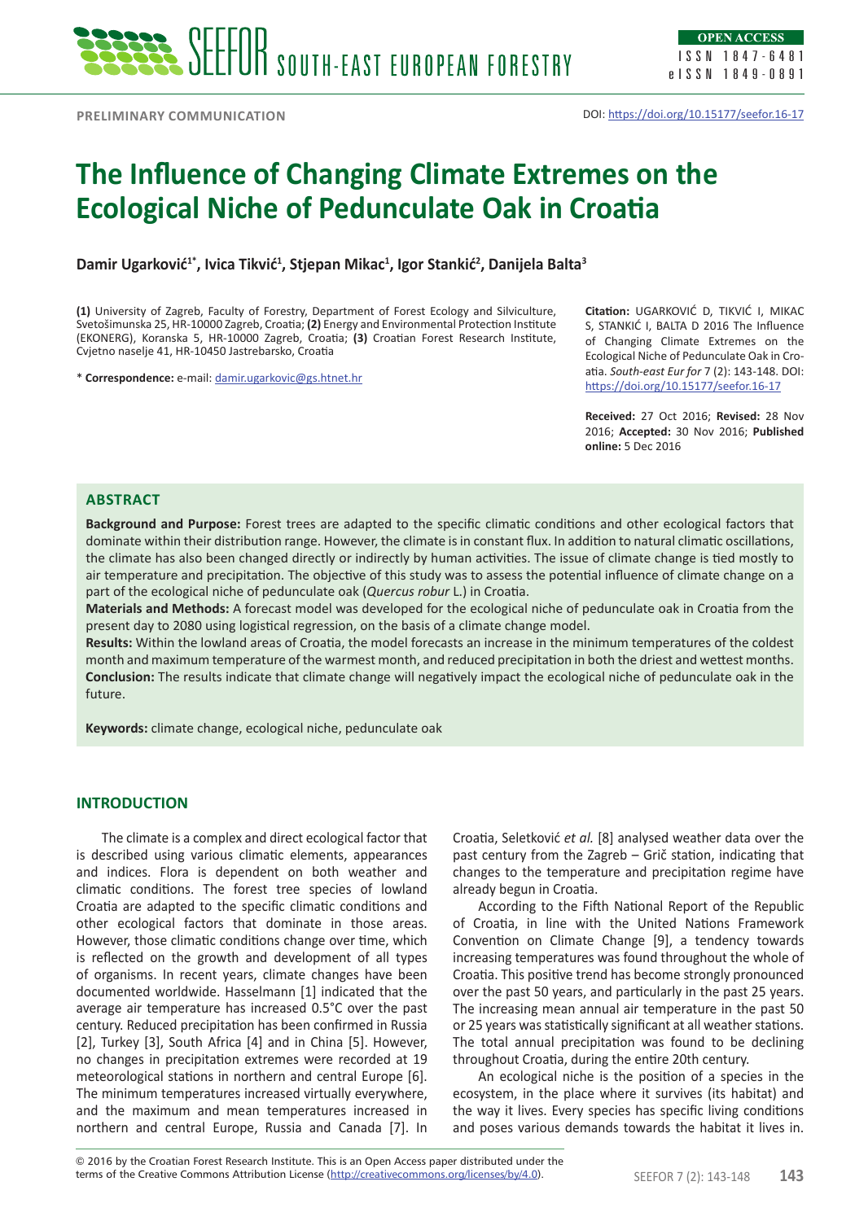PRELIMINARY COMMUNICATION

DOI: https://doi.org/10.15177/seefor.16-17

# The Influence of Changing Climate Extremes on the Ecological Niche of Pedunculate Oak in Croatia

**Damir Ugarković[1*], Ivica Tikvić[1], Stjepan Mikac[1], Igor Stankić[2], Danijela Balta[3]**

**(1)** University of Zagreb, Faculty of Forestry, Department of Forest Ecology and Silviculture, Svetošimunska 25, HR-10000 Zagreb, Croatia; **(2)** Energy and Environmental Protection Institute (EKONERG), Koranska 5, HR-10000 Zagreb, Croatia; **(3)** Croatian Forest Research Institute, Cvjetno naselje 41, HR-10450 Jastrebarsko, Croatia

\* **Correspondence:** e-mail: damir.ugarkovic@gs.htnet.hr

**Citation:** UGARKOVIĆ D, TIKVIĆ I, MIKAC S, STANKIĆ I, BALTA D 2016 The Influence of Changing Climate Extremes on the Ecological Niche of Pedunculate Oak in Croatia. *South-east Eur for* 7 (2): 143-148. DOI: https://doi.org/10.15177/seefor.16-17

**Received:** 27 Oct 2016; **Revised:** 28 Nov 2016; **Accepted:** 30 Nov 2016; **Published online:** 5 Dec 2016

## ABSTRACT

**Background and Purpose:** Forest trees are adapted to the specific climatic conditions and other ecological factors that dominate within their distribution range. However, the climate is in constant flux. In addition to natural climatic oscillations, the climate has also been changed directly or indirectly by human activities. The issue of climate change is tied mostly to air temperature and precipitation. The objective of this study was to assess the potential influence of climate change on a part of the ecological niche of pedunculate oak (*Quercus robur* L.) in Croatia.

**Materials and Methods:** A forecast model was developed for the ecological niche of pedunculate oak in Croatia from the present day to 2080 using logistical regression, on the basis of a climate change model.

**Results:** Within the lowland areas of Croatia, the model forecasts an increase in the minimum temperatures of the coldest month and maximum temperature of the warmest month, and reduced precipitation in both the driest and wettest months.

**Conclusion:** The results indicate that climate change will negatively impact the ecological niche of pedunculate oak in the future.

**Keywords:** climate change, ecological niche, pedunculate oak

## INTRODUCTION

The climate is a complex and direct ecological factor that is described using various climatic elements, appearances and indices. Flora is dependent on both weather and climatic conditions. The forest tree species of lowland Croatia are adapted to the specific climatic conditions and other ecological factors that dominate in those areas. However, those climatic conditions change over time, which is reflected on the growth and development of all types of organisms. In recent years, climate changes have been documented worldwide. Hasselmann [1] indicated that the average air temperature has increased 0.5°C over the past century. Reduced precipitation has been confirmed in Russia [2], Turkey [3], South Africa [4] and in China [5]. However, no changes in precipitation extremes were recorded at 19 meteorological stations in northern and central Europe [6]. The minimum temperatures increased virtually everywhere, and the maximum and mean temperatures increased in northern and central Europe, Russia and Canada [7]. In Croatia, Seletković *et al.* [8] analysed weather data over the past century from the Zagreb – Grič station, indicating that changes to the temperature and precipitation regime have already begun in Croatia.

According to the Fifth National Report of the Republic of Croatia, in line with the United Nations Framework Convention on Climate Change [9], a tendency towards increasing temperatures was found throughout the whole of Croatia. This positive trend has become strongly pronounced over the past 50 years, and particularly in the past 25 years. The increasing mean annual air temperature in the past 50 or 25 years was statistically significant at all weather stations. The total annual precipitation was found to be declining throughout Croatia, during the entire 20th century.

An ecological niche is the position of a species in the ecosystem, in the place where it survives (its habitat) and the way it lives. Every species has specific living conditions and poses various demands towards the habitat it lives in.

© 2016 by the Croatian Forest Research Institute. This is an Open Access paper distributed under the terms of the Creative Commons Attribution License (http://creativecommons.org/licenses/by/4.0).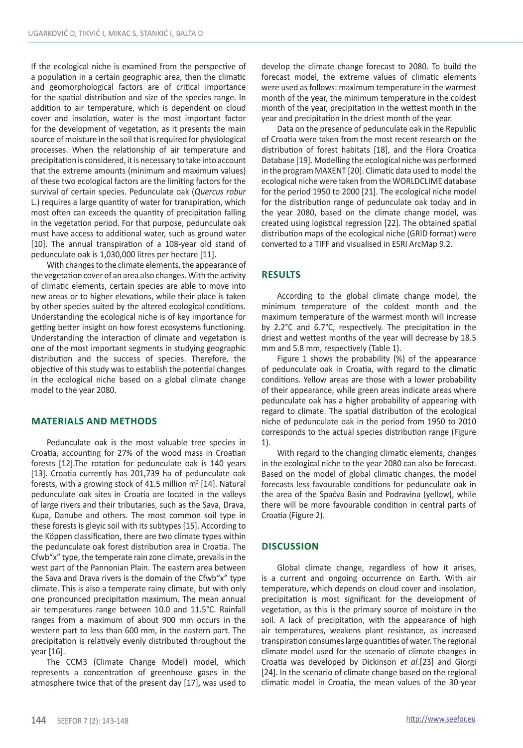If the ecological niche is examined from the perspective of a population in a certain geographic area, then the climatic and geomorphological factors are of critical importance for the spatial distribution and size of the species range. In addition to air temperature, which is dependent on cloud cover and insolation, water is the most important factor for the development of vegetation, as it presents the main source of moisture in the soil that is required for physiological processes. When the relationship of air temperature and precipitation is considered, it is necessary to take into account that the extreme amounts (minimum and maximum values) of these two ecological factors are the limiting factors for the survival of certain species. Pedunculate oak (*Quercus robur* L.) requires a large quantity of water for transpiration, which most often can exceeds the quantity of precipitation falling in the vegetation period. For that purpose, pedunculate oak must have access to additional water, such as ground water [10]. The annual transpiration of a 108-year old stand of pedunculate oak is 1,030,000 litres per hectare [11].

With changes to the climate elements, the appearance of the vegetation cover of an area also changes. With the activity of climatic elements, certain species are able to move into new areas or to higher elevations, while their place is taken by other species suited by the altered ecological conditions. Understanding the ecological niche is of key importance for getting better insight on how forest ecosystems functioning. Understanding the interaction of climate and vegetation is one of the most important segments in studying geographic distribution and the success of species. Therefore, the objective of this study was to establish the potential changes in the ecological niche based on a global climate change model to the year 2080.

## MATERIALS AND METHODS

Pedunculate oak is the most valuable tree species in Croatia, accounting for 27% of the wood mass in Croatian forests [12].The rotation for pedunculate oak is 140 years [13]. Croatia currently has 201,739 ha of pedunculate oak forests, with a growing stock of 41.5 million m$^3$ [14]. Natural pedunculate oak sites in Croatia are located in the valleys of large rivers and their tributaries, such as the Sava, Drava, Kupa, Danube and others. The most common soil type in these forests is gleyic soil with its subtypes [15]. According to the Köppen classification, there are two climate types within the pedunculate oak forest distribution area in Croatia. The Cfwb"x" type, the temperate rain zone climate, prevails in the west part of the Pannonian Plain. The eastern area between the Sava and Drava rivers is the domain of the Cfwb"x" type climate. This is also a temperate rainy climate, but with only one pronounced precipitation maximum. The mean annual air temperatures range between 10.0 and 11.5°C. Rainfall ranges from a maximum of about 900 mm occurs in the western part to less than 600 mm, in the eastern part. The precipitation is relatively evenly distributed throughout the year [16].

The CCM3 (Climate Change Model) model, which represents a concentration of greenhouse gases in the atmosphere twice that of the present day [17], was used to develop the climate change forecast to 2080. To build the forecast model, the extreme values of climatic elements were used as follows: maximum temperature in the warmest month of the year, the minimum temperature in the coldest month of the year, precipitation in the wettest month in the year and precipitation in the driest month of the year.

Data on the presence of pedunculate oak in the Republic of Croatia were taken from the most recent research on the distribution of forest habitats [18], and the Flora Croatica Database [19]. Modelling the ecological niche was performed in the program MAXENT [20]. Climatic data used to model the ecological niche were taken from the WORLDCLIME database for the period 1950 to 2000 [21]. The ecological niche model for the distribution range of pedunculate oak today and in the year 2080, based on the climate change model, was created using logistical regression [22]. The obtained spatial distribution maps of the ecological niche (GRID format) were converted to a TIFF and visualised in ESRI ArcMap 9.2.

## RESULTS

According to the global climate change model, the minimum temperature of the coldest month and the maximum temperature of the warmest month will increase by 2.2°C and 6.7°C, respectively. The precipitation in the driest and wettest months of the year will decrease by 18.5 mm and 5.8 mm, respectively (Table 1).

Figure 1 shows the probability (%) of the appearance of pedunculate oak in Croatia, with regard to the climatic conditions. Yellow areas are those with a lower probability of their appearance, while green areas indicate areas where pedunculate oak has a higher probability of appearing with regard to climate. The spatial distribution of the ecological niche of pedunculate oak in the period from 1950 to 2010 corresponds to the actual species distribution range (Figure 1).

With regard to the changing climatic elements, changes in the ecological niche to the year 2080 can also be forecast. Based on the model of global climatic changes, the model forecasts less favourable conditions for pedunculate oak in the area of the Spačva Basin and Podravina (yellow), while there will be more favourable condition in central parts of Croatia (Figure 2).

## DISCUSSION

Global climate change, regardless of how it arises, is a current and ongoing occurrence on Earth. With air temperature, which depends on cloud cover and insolation, precipitation is most significant for the development of vegetation, as this is the primary source of moisture in the soil. A lack of precipitation, with the appearance of high air temperatures, weakens plant resistance, as increased transpiration consumes large quantities of water. The regional climate model used for the scenario of climate changes in Croatia was developed by Dickinson *et al.*[23] and Giorgi [24]. In the scenario of climate change based on the regional climatic model in Croatia, the mean values of the 30-year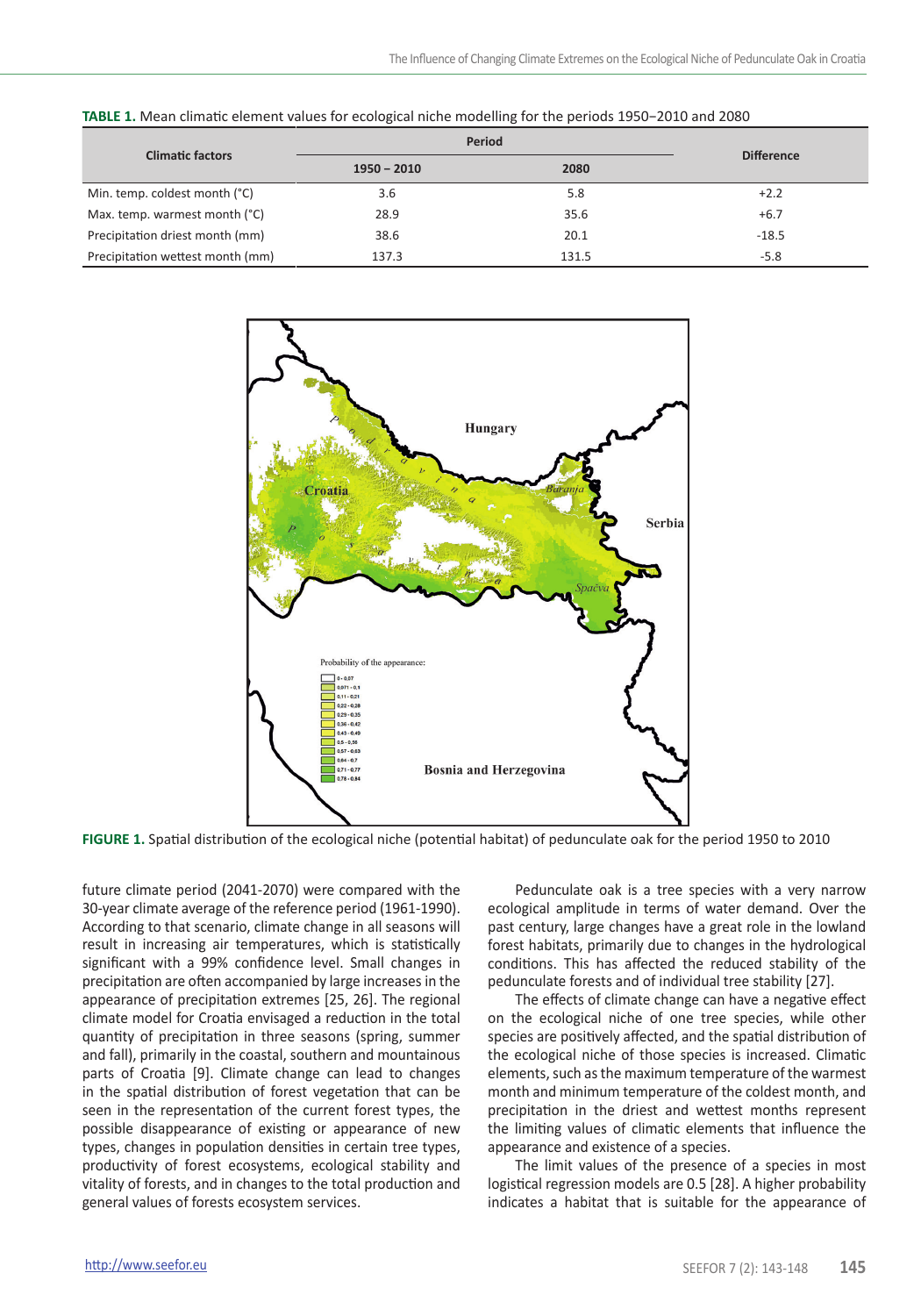**TABLE 1.** Mean climatic element values for ecological niche modelling for the periods 1950–2010 and 2080

| Climatic factors | Period | | Difference |
|---|---|---|---|
| | 1950 – 2010 | 2080 | |
| Min. temp. coldest month (°C) | 3.6 | 5.8 | +2.2 |
| Max. temp. warmest month (°C) | 28.9 | 35.6 | +6.7 |
| Precipitation driest month (mm) | 38.6 | 20.1 | -18.5 |
| Precipitation wettest month (mm) | 137.3 | 131.5 | -5.8 |

**FIGURE 1.** Spatial distribution of the ecological niche (potential habitat) of pedunculate oak for the period 1950 to 2010

future climate period (2041-2070) were compared with the 30-year climate average of the reference period (1961-1990). According to that scenario, climate change in all seasons will result in increasing air temperatures, which is statistically significant with a 99% confidence level. Small changes in precipitation are often accompanied by large increases in the appearance of precipitation extremes [25, 26]. The regional climate model for Croatia envisaged a reduction in the total quantity of precipitation in three seasons (spring, summer and fall), primarily in the coastal, southern and mountainous parts of Croatia [9]. Climate change can lead to changes in the spatial distribution of forest vegetation that can be seen in the representation of the current forest types, the possible disappearance of existing or appearance of new types, changes in population densities in certain tree types, productivity of forest ecosystems, ecological stability and vitality of forests, and in changes to the total production and general values of forests ecosystem services.

Pedunculate oak is a tree species with a very narrow ecological amplitude in terms of water demand. Over the past century, large changes have a great role in the lowland forest habitats, primarily due to changes in the hydrological conditions. This has affected the reduced stability of the pedunculate forests and of individual tree stability [27].

The effects of climate change can have a negative effect on the ecological niche of one tree species, while other species are positively affected, and the spatial distribution of the ecological niche of those species is increased. Climatic elements, such as the maximum temperature of the warmest month and minimum temperature of the coldest month, and precipitation in the driest and wettest months represent the limiting values of climatic elements that influence the appearance and existence of a species.

The limit values of the presence of a species in most logistical regression models are 0.5 [28]. A higher probability indicates a habitat that is suitable for the appearance of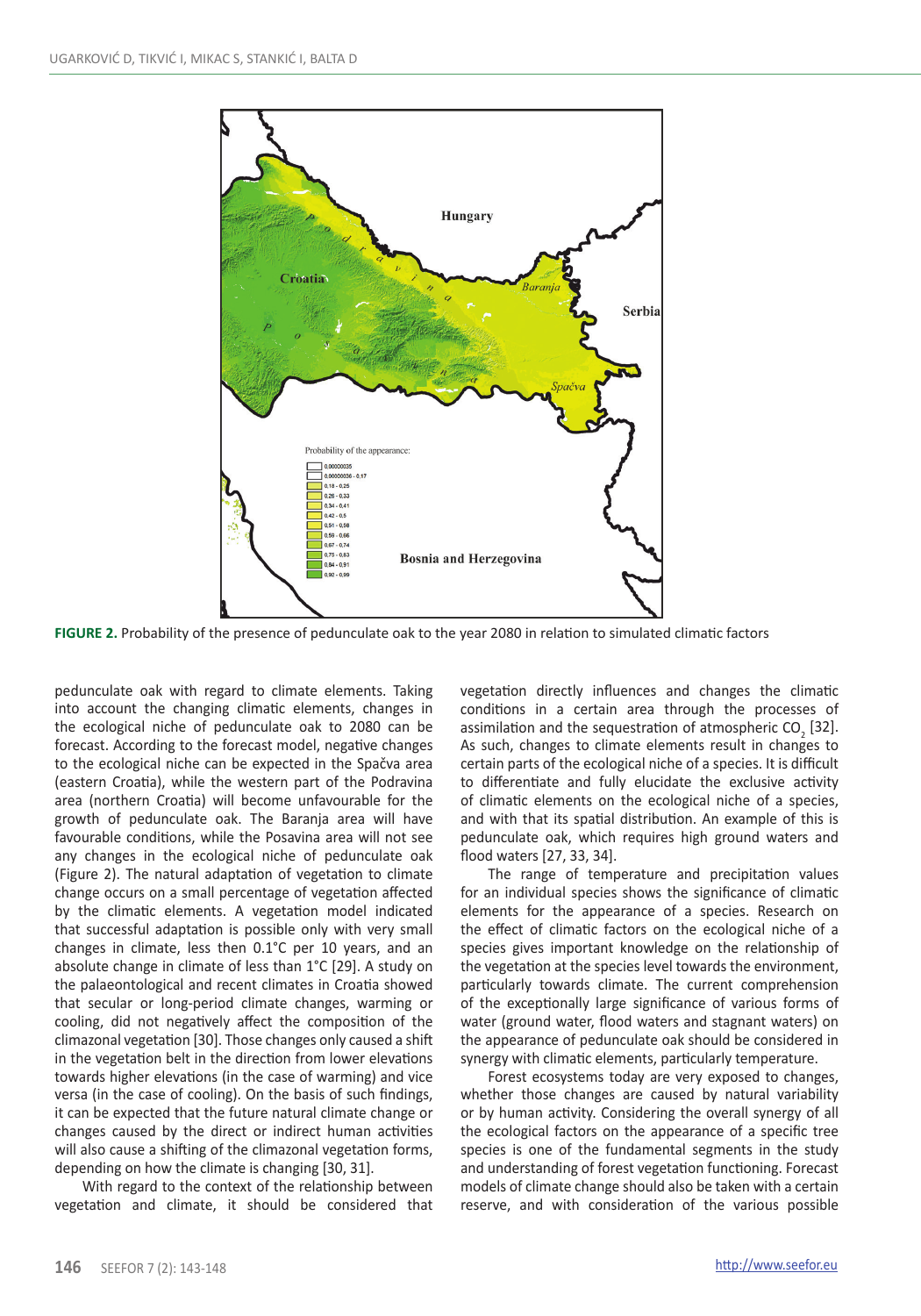**FIGURE 2.** Probability of the presence of pedunculate oak to the year 2080 in relation to simulated climatic factors

pedunculate oak with regard to climate elements. Taking into account the changing climatic elements, changes in the ecological niche of pedunculate oak to 2080 can be forecast. According to the forecast model, negative changes to the ecological niche can be expected in the Spačva area (eastern Croatia), while the western part of the Podravina area (northern Croatia) will become unfavourable for the growth of pedunculate oak. The Baranja area will have favourable conditions, while the Posavina area will not see any changes in the ecological niche of pedunculate oak (Figure 2). The natural adaptation of vegetation to climate change occurs on a small percentage of vegetation affected by the climatic elements. A vegetation model indicated that successful adaptation is possible only with very small changes in climate, less then 0.1°C per 10 years, and an absolute change in climate of less than 1°C [29]. A study on the palaeontological and recent climates in Croatia showed that secular or long-period climate changes, warming or cooling, did not negatively affect the composition of the climazonal vegetation [30]. Those changes only caused a shift in the vegetation belt in the direction from lower elevations towards higher elevations (in the case of warming) and vice versa (in the case of cooling). On the basis of such findings, it can be expected that the future natural climate change or changes caused by the direct or indirect human activities will also cause a shifting of the climazonal vegetation forms, depending on how the climate is changing [30, 31].

With regard to the context of the relationship between vegetation and climate, it should be considered that vegetation directly influences and changes the climatic conditions in a certain area through the processes of assimilation and the sequestration of atmospheric $CO_2$ [32]. As such, changes to climate elements result in changes to certain parts of the ecological niche of a species. It is difficult to differentiate and fully elucidate the exclusive activity of climatic elements on the ecological niche of a species, and with that its spatial distribution. An example of this is pedunculate oak, which requires high ground waters and flood waters [27, 33, 34].

The range of temperature and precipitation values for an individual species shows the significance of climatic elements for the appearance of a species. Research on the effect of climatic factors on the ecological niche of a species gives important knowledge on the relationship of the vegetation at the species level towards the environment, particularly towards climate. The current comprehension of the exceptionally large significance of various forms of water (ground water, flood waters and stagnant waters) on the appearance of pedunculate oak should be considered in synergy with climatic elements, particularly temperature.

Forest ecosystems today are very exposed to changes, whether those changes are caused by natural variability or by human activity. Considering the overall synergy of all the ecological factors on the appearance of a specific tree species is one of the fundamental segments in the study and understanding of forest vegetation functioning. Forecast models of climate change should also be taken with a certain reserve, and with consideration of the various possible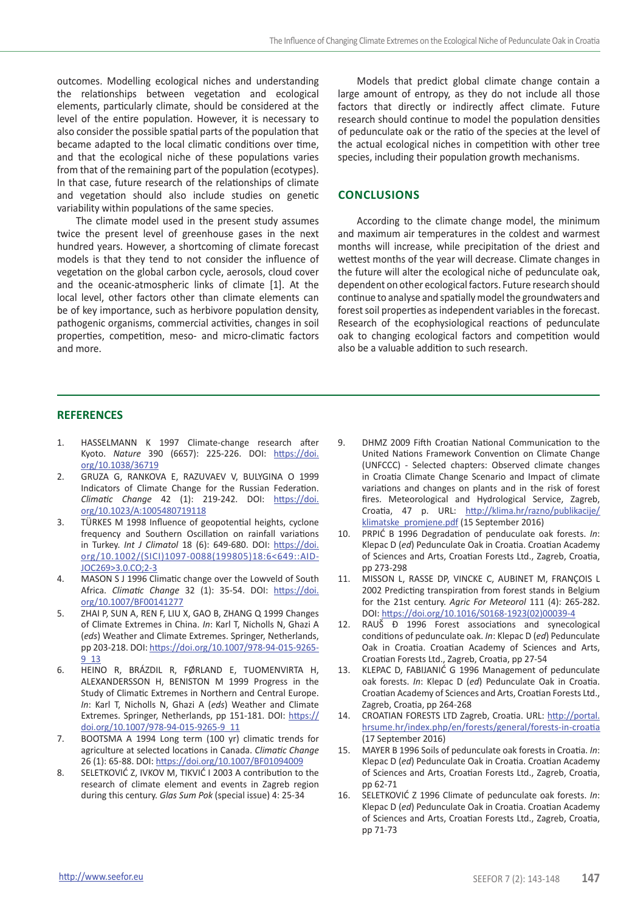outcomes. Modelling ecological niches and understanding the relationships between vegetation and ecological elements, particularly climate, should be considered at the level of the entire population. However, it is necessary to also consider the possible spatial parts of the population that became adapted to the local climatic conditions over time, and that the ecological niche of these populations varies from that of the remaining part of the population (ecotypes). In that case, future research of the relationships of climate and vegetation should also include studies on genetic variability within populations of the same species.

The climate model used in the present study assumes twice the present level of greenhouse gases in the next hundred years. However, a shortcoming of climate forecast models is that they tend to not consider the influence of vegetation on the global carbon cycle, aerosols, cloud cover and the oceanic-atmospheric links of climate [1]. At the local level, other factors other than climate elements can be of key importance, such as herbivore population density, pathogenic organisms, commercial activities, changes in soil properties, competition, meso- and micro-climatic factors and more.

Models that predict global climate change contain a large amount of entropy, as they do not include all those factors that directly or indirectly affect climate. Future research should continue to model the population densities of pedunculate oak or the ratio of the species at the level of the actual ecological niches in competition with other tree species, including their population growth mechanisms.

## CONCLUSIONS

According to the climate change model, the minimum and maximum air temperatures in the coldest and warmest months will increase, while precipitation of the driest and wettest months of the year will decrease. Climate changes in the future will alter the ecological niche of pedunculate oak, dependent on other ecological factors. Future research should continue to analyse and spatially model the groundwaters and forest soil properties as independent variables in the forecast. Research of the ecophysiological reactions of pedunculate oak to changing ecological factors and competition would also be a valuable addition to such research.

## REFERENCES

1. HASSELMANN K 1997 Climate-change research after Kyoto. *Nature* 390 (6657): 225-226. DOI: https://doi.org/10.1038/36719
2. GRUZA G, RANKOVA E, RAZUVAEV V, BULYGINA O 1999 Indicators of Climate Change for the Russian Federation. *Climatic Change* 42 (1): 219-242. DOI: https://doi.org/10.1023/A:1005480719118
3. TÜRKES M 1998 Influence of geopotential heights, cyclone frequency and Southern Oscillation on rainfall variations in Turkey. *Int J Climatol* 18 (6): 649-680. DOI: https://doi.org/10.1002/(SICI)1097-0088(199805)18:6<649::AID-JOC269>3.0.CO;2-3
4. MASON S J 1996 Climatic change over the Lowveld of South Africa. *Climatic Change* 32 (1): 35-54. DOI: https://doi.org/10.1007/BF00141277
5. ZHAI P, SUN A, REN F, LIU X, GAO B, ZHANG Q 1999 Changes of Climate Extremes in China. *In*: Karl T, Nicholls N, Ghazi A (*eds*) Weather and Climate Extremes. Springer, Netherlands, pp 203-218. DOI: https://doi.org/10.1007/978-94-015-9265-9_13
6. HEINO R, BRÁZDIL R, FØRLAND E, TUOMENVIRTA H, ALEXANDERSSON H, BENISTON M 1999 Progress in the Study of Climatic Extremes in Northern and Central Europe. *In*: Karl T, Nicholls N, Ghazi A (*eds*) Weather and Climate Extremes. Springer, Netherlands, pp 151-181. DOI: https://doi.org/10.1007/978-94-015-9265-9_11
7. BOOTSMA A 1994 Long term (100 yr) climatic trends for agriculture at selected locations in Canada. *Climatic Change* 26 (1): 65-88. DOI: https://doi.org/10.1007/BF01094009
8. SELETKOVIĆ Z, IVKOV M, TIKVIĆ I 2003 A contribution to the research of climate element and events in Zagreb region during this century. *Glas Sum Pok* (special issue) 4: 25-34
9. DHMZ 2009 Fifth Croatian National Communication to the United Nations Framework Convention on Climate Change (UNFCCC) - Selected chapters: Observed climate changes in Croatia Climate Change Scenario and Impact of climate variations and changes on plants and in the risk of forest fires. Meteorological and Hydrological Service, Zagreb, Croatia, 47 p. URL: http://klima.hr/razno/publikacije/klimatske_promjene.pdf (15 September 2016)
10. PRPIĆ B 1996 Degradation of penduculate oak forests. *In*: Klepac D (*ed*) Pedunculate Oak in Croatia. Croatian Academy of Sciences and Arts, Croatian Forests Ltd., Zagreb, Croatia, pp 273-298
11. MISSON L, RASSE DP, VINCKE C, AUBINET M, FRANÇOIS L 2002 Predicting transpiration from forest stands in Belgium for the 21st century. *Agric For Meteorol* 111 (4): 265-282. DOI: https://doi.org/10.1016/S0168-1923(02)00039-4
12. RAUŠ Đ 1996 Forest associations and synecological conditions of pedunculate oak. *In*: Klepac D (*ed*) Pedunculate Oak in Croatia. Croatian Academy of Sciences and Arts, Croatian Forests Ltd., Zagreb, Croatia, pp 27-54
13. KLEPAC D, FABIJANIĆ G 1996 Management of pedunculate oak forests. *In*: Klepac D (*ed*) Pedunculate Oak in Croatia. Croatian Academy of Sciences and Arts, Croatian Forests Ltd., Zagreb, Croatia, pp 264-268
14. CROATIAN FORESTS LTD Zagreb, Croatia. URL: http://portal.hrsume.hr/index.php/en/forests/general/forests-in-croatia (17 September 2016)
15. MAYER B 1996 Soils of pedunculate oak forests in Croatia. *In*: Klepac D (*ed*) Pedunculate Oak in Croatia. Croatian Academy of Sciences and Arts, Croatian Forests Ltd., Zagreb, Croatia, pp 62-71
16. SELETKOVIĆ Z 1996 Climate of pedunculate oak forests. *In*: Klepac D (*ed*) Pedunculate Oak in Croatia. Croatian Academy of Sciences and Arts, Croatian Forests Ltd., Zagreb, Croatia, pp 71-73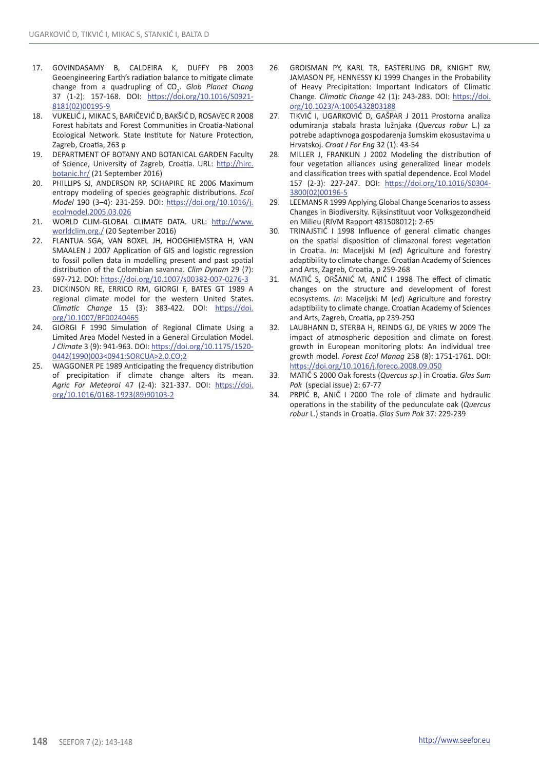17. GOVINDASAMY B, CALDEIRA K, DUFFY PB 2003 Geoengineering Earth's radiation balance to mitigate climate change from a quadrupling of $CO_2$. *Glob Planet Chang* 37 (1-2): 157-168. DOI: https://doi.org/10.1016/S0921-8181(02)00195-9
18. VUKELIĆ J, MIKAC S, BARIČEVIĆ D, BAKŠIĆ D, ROSAVEC R 2008 Forest habitats and Forest Communities in Croatia-National Ecological Network. State Institute for Nature Protection, Zagreb, Croatia, 263 p
19. DEPARTMENT OF BOTANY AND BOTANICAL GARDEN Faculty of Science, University of Zagreb, Croatia. URL: http://hirc.botanic.hr/ (21 September 2016)
20. PHILLIPS SJ, ANDERSON RP, SCHAPIRE RE 2006 Maximum entropy modeling of species geographic distributions. *Ecol Model* 190 (3–4): 231-259. DOI: https://doi.org/10.1016/j.ecolmodel.2005.03.026
21. WORLD CLIM-GLOBAL CLIMATE DATA. URL: http://www.worldclim.org./ (20 September 2016)
22. FLANTUA SGA, VAN BOXEL JH, HOOGHIEMSTRA H, VAN SMAALEN J 2007 Application of GIS and logistic regression to fossil pollen data in modelling present and past spatial distribution of the Colombian savanna. *Clim Dynam* 29 (7): 697-712. DOI: https://doi.org/10.1007/s00382-007-0276-3
23. DICKINSON RE, ERRICO RM, GIORGI F, BATES GT 1989 A regional climate model for the western United States. *Climatic Change* 15 (3): 383-422. DOI: https://doi.org/10.1007/BF00240465
24. GIORGI F 1990 Simulation of Regional Climate Using a Limited Area Model Nested in a General Circulation Model. *J Climate* 3 (9): 941-963. DOI: https://doi.org/10.1175/1520-0442(1990)003<0941:SORCUA>2.0.CO;2
25. WAGGONER PE 1989 Anticipating the frequency distribution of precipitation if climate change alters its mean. *Agric For Meteorol* 47 (2-4): 321-337. DOI: https://doi.org/10.1016/0168-1923(89)90103-2
26. GROISMAN PY, KARL TR, EASTERLING DR, KNIGHT RW, JAMASON PF, HENNESSY KJ 1999 Changes in the Probability of Heavy Precipitation: Important Indicators of Climatic Change. *Climatic Change* 42 (1): 243-283. DOI: https://doi.org/10.1023/A:1005432803188
27. TIKVIĆ I, UGARKOVIĆ D, GAŠPAR J 2011 Prostorna analiza odumiranja stabala hrasta lužnjaka (*Quercus robur* L.) za potrebe adaptivnoga gospodarenja šumskim ekosustavima u Hrvatskoj. *Croat J For Eng* 32 (1): 43-54
28. MILLER J, FRANKLIN J 2002 Modeling the distribution of four vegetation alliances using generalized linear models and classification trees with spatial dependence. Ecol Model 157 (2-3): 227-247. DOI: https://doi.org/10.1016/S0304-3800(02)00196-5
29. LEEMANS R 1999 Applying Global Change Scenarios to assess Changes in Biodiversity. Rijksinstituut voor Volksgezondheid en Milieu (RIVM Rapport 481508012): 2-65
30. TRINAJSTIĆ I 1998 Influence of general climatic changes on the spatial disposition of climazonal forest vegetation in Croatia. *In*: Maceljski M (*ed*) Agriculture and forestry adaptibility to climate change. Croatian Academy of Sciences and Arts, Zagreb, Croatia, p 259-268
31. MATIĆ S, ORŠANIĆ M, ANIĆ I 1998 The effect of climatic changes on the structure and development of forest ecosystems. *In*: Maceljski M (*ed*) Agriculture and forestry adaptibility to climate change. Croatian Academy of Sciences and Arts, Zagreb, Croatia, pp 239-250
32. LAUBHANN D, STERBA H, REINDS GJ, DE VRIES W 2009 The impact of atmospheric deposition and climate on forest growth in European monitoring plots: An individual tree growth model. *Forest Ecol Manag* 258 (8): 1751-1761. DOI: https://doi.org/10.1016/j.foreco.2008.09.050
33. MATIĆ S 2000 Oak forests (*Quercus sp*.) in Croatia. *Glas Sum Pok* (special issue) 2: 67-77
34. PRPIĆ B, ANIĆ I 2000 The role of climate and hydraulic operations in the stability of the pedunculate oak (*Quercus robur* L.) stands in Croatia. *Glas Sum Pok* 37: 229-239